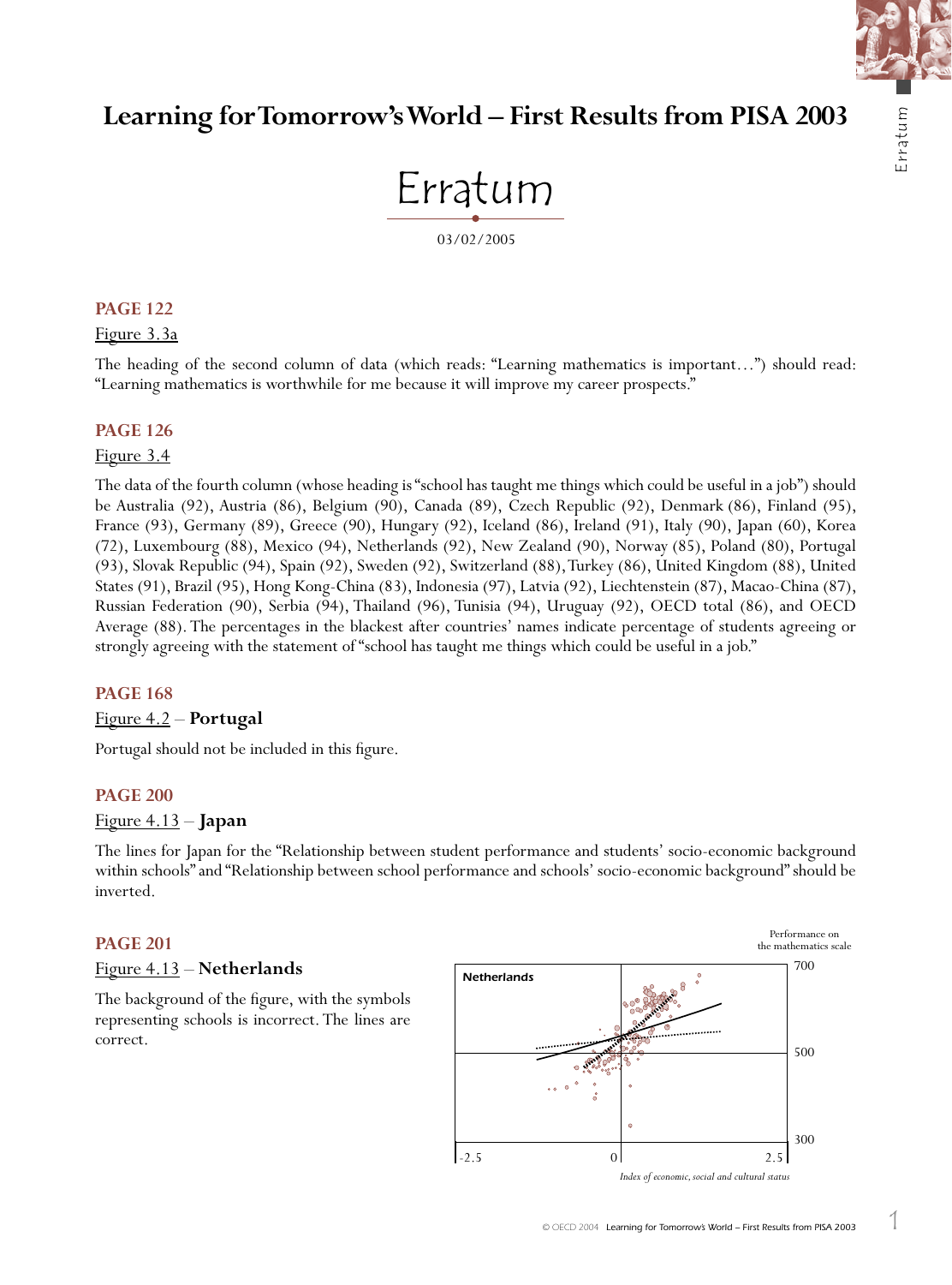# Learning for Tomorrow's World – First Results from PISA 2003

## Erratum

03/02/2005

### PAGE 122

Figure 3.3a

The heading of the second column of data (which reads: "Learning mathematics is important…") should read: "Learning mathematics is worthwhile for me because it will improve my career prospects."

### PAGE 126

Figure 3.4

The data of the fourth column (whose heading is "school has taught me things which could be useful in a job") should be Australia (92), Austria (86), Belgium (90), Canada (89), Czech Republic (92), Denmark (86), Finland (95), France (93), Germany (89), Greece (90), Hungary (92), Iceland (86), Ireland (91), Italy (90), Japan (60), Korea (72), Luxembourg (88), Mexico (94), Netherlands (92), New Zealand (90), Norway (85), Poland (80), Portugal (93), Slovak Republic (94), Spain (92), Sweden (92), Switzerland (88), Turkey (86), United Kingdom (88), United States (91), Brazil (95), Hong Kong-China (83), Indonesia (97), Latvia (92), Liechtenstein (87), Macao-China (87), Russian Federation (90), Serbia (94), Thailand (96), Tunisia (94), Uruguay (92), OECD total (86), and OECD Average (88). The percentages in the blackest after countries' names indicate percentage of students agreeing or strongly agreeing with the statement of "school has taught me things which could be useful in a job."

### PAGE 168

Figure 4.2 – **Portugal**

Portugal should not be included in this figure.

### PAGE 200

Figure 4.13 – **Japan**

The lines for Japan for the "Relationship between student performance and students' socio-economic background within schools" and "Relationship between school performance and schools' socio-economic background" should be inverted.

### PAGE 201

Figure 4.13 – **Netherlands**

The background of the figure, with the symbols representing schools is incorrect. The lines are correct.

Netherlands

Performance on the mathematics scale

700

500

300

-2.5 0 2.5

*Index of economic, social and cultural status*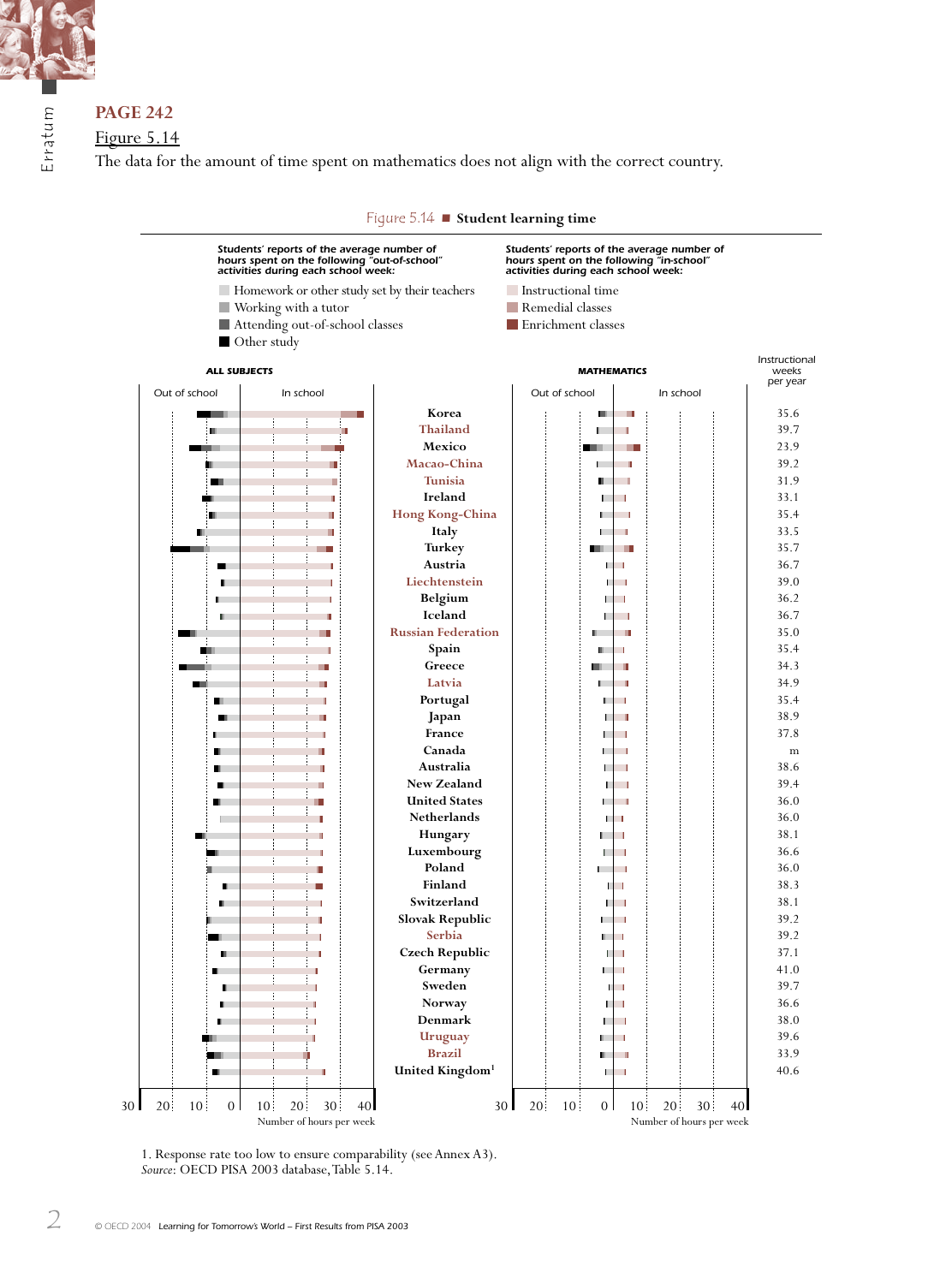Erratum

## PAGE 242

Figure 5.14

The data for the amount of time spent on mathematics does not align with the correct country.

**Figure 5.14 ■ Student learning time**

*Students' reports of the average number of hours spent on the following "out-of-school" activities during each school week:*

- Homework or other study set by their teachers
- Working with a tutor
- Attending out-of-school classes
- Other study

*Students' reports of the average number of hours spent on the following "in-school" activities during each school week:*

- Instructional time
- Remedial classes
- Enrichment classes

ALL SUBJECTS (Out of school / In school) — MATHEMATICS (Out of school / In school)

| Country | Instructional weeks per year |
|---|---|
| Korea | 35.6 |
| Thailand | 39.7 |
| Mexico | 23.9 |
| Macao-China | 39.2 |
| Tunisia | 31.9 |
| Ireland | 33.1 |
| Hong Kong-China | 35.4 |
| Italy | 33.5 |
| Turkey | 35.7 |
| Austria | 36.7 |
| Liechtenstein | 39.0 |
| Belgium | 36.2 |
| Iceland | 36.7 |
| Russian Federation | 35.0 |
| Spain | 35.4 |
| Greece | 34.3 |
| Latvia | 34.9 |
| Portugal | 35.4 |
| Japan | 38.9 |
| France | 37.8 |
| Canada | m |
| Australia | 38.6 |
| New Zealand | 39.4 |
| United States | 36.0 |
| Netherlands | 36.0 |
| Hungary | 38.1 |
| Luxembourg | 36.6 |
| Poland | 36.0 |
| Finland | 38.3 |
| Switzerland | 38.1 |
| Slovak Republic | 39.2 |
| Serbia | 39.2 |
| Czech Republic | 37.1 |
| Germany | 41.0 |
| Sweden | 39.7 |
| Norway | 36.6 |
| Denmark | 38.0 |
| Uruguay | 39.6 |
| Brazil | 33.9 |
| United Kingdom[1] | 40.6 |

Number of hours per week (30 20 10 0 10 20 30 40)

1. Response rate too low to ensure comparability (see Annex A3).
*Source*: OECD PISA 2003 database, Table 5.14.

© OECD 2004 Learning for Tomorrow's World – First Results from PISA 2003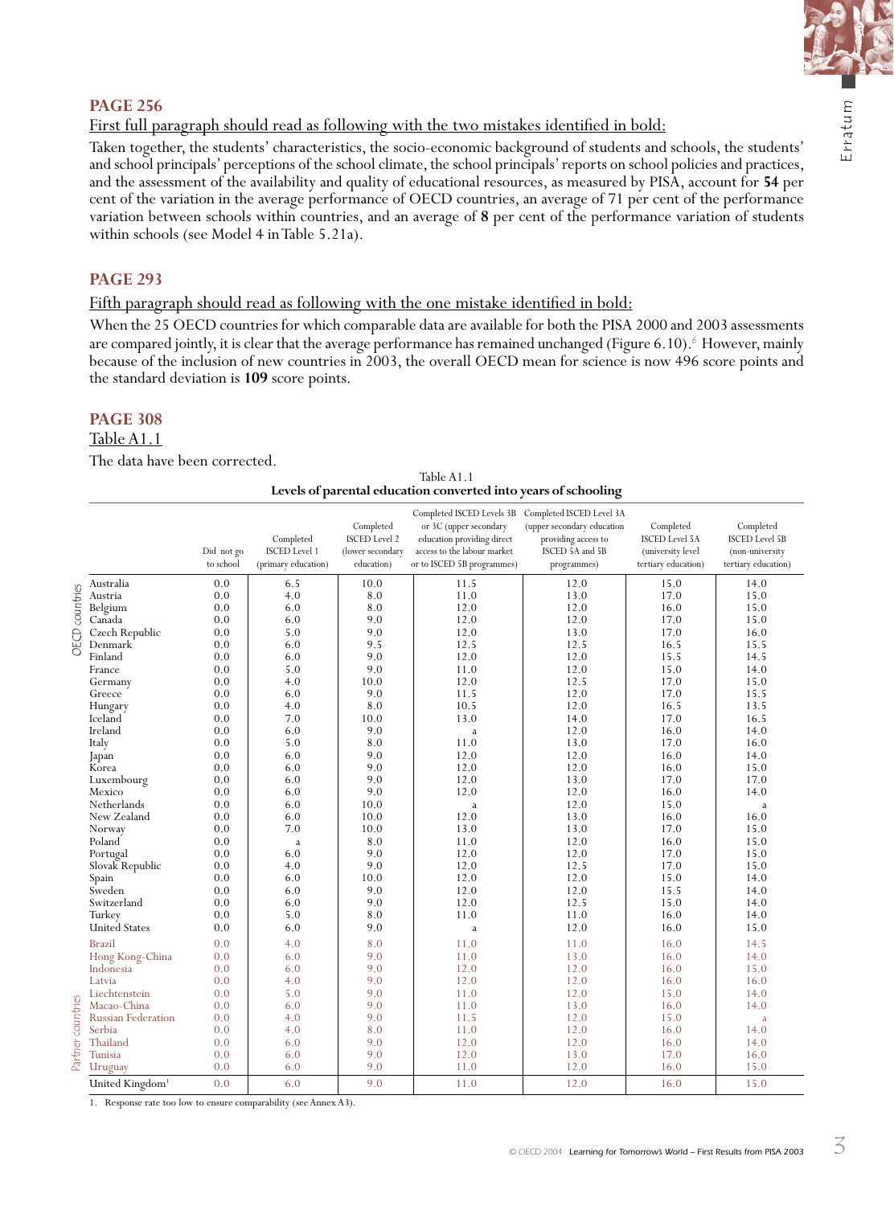## PAGE 256

First full paragraph should read as following with the two mistakes identified in bold:

Taken together, the students' characteristics, the socio-economic background of students and schools, the students' and school principals' perceptions of the school climate, the school principals' reports on school policies and practices, and the assessment of the availability and quality of educational resources, as measured by PISA, account for **54** per cent of the variation in the average performance of OECD countries, an average of 71 per cent of the performance variation between schools within countries, and an average of **8** per cent of the performance variation of students within schools (see Model 4 in Table 5.21a).

## PAGE 293

Fifth paragraph should read as following with the one mistake identified in bold:

When the 25 OECD countries for which comparable data are available for both the PISA 2000 and 2003 assessments are compared jointly, it is clear that the average performance has remained unchanged (Figure 6.10).[6] However, mainly because of the inclusion of new countries in 2003, the overall OECD mean for science is now 496 score points and the standard deviation is **109** score points.

## PAGE 308

Table A1.1

The data have been corrected.

Table A1.1
**Levels of parental education converted into years of schooling**

| | | Did not go to school | Completed ISCED Level 1 (primary education) | Completed ISCED Level 2 (lower secondary education) | Completed ISCED Levels 3B or 3C (upper secondary education providing direct access to the labour market or to ISCED 5B programmes) | Completed ISCED Level 3A (upper secondary education providing access to ISCED 5A and 5B programmes) | Completed ISCED Level 5A (university level tertiary education) | Completed ISCED Level 5B (non-university tertiary education) |
|---|---|---|---|---|---|---|---|---|
| OECD countries | Australia | 0.0 | 6.5 | 10.0 | 11.5 | 12.0 | 15.0 | 14.0 |
| | Austria | 0.0 | 4.0 | 8.0 | 11.0 | 13.0 | 17.0 | 15.0 |
| | Belgium | 0.0 | 6.0 | 8.0 | 12.0 | 12.0 | 16.0 | 15.0 |
| | Canada | 0.0 | 6.0 | 9.0 | 12.0 | 12.0 | 17.0 | 15.0 |
| | Czech Republic | 0.0 | 5.0 | 9.0 | 12.0 | 13.0 | 17.0 | 16.0 |
| | Denmark | 0.0 | 6.0 | 9.5 | 12.5 | 12.5 | 16.5 | 15.5 |
| | Finland | 0.0 | 6.0 | 9.0 | 12.0 | 12.0 | 15.5 | 14.5 |
| | France | 0.0 | 5.0 | 9.0 | 11.0 | 12.0 | 15.0 | 14.0 |
| | Germany | 0.0 | 4.0 | 10.0 | 12.0 | 12.5 | 17.0 | 15.0 |
| | Greece | 0.0 | 6.0 | 9.0 | 11.5 | 12.0 | 17.0 | 15.5 |
| | Hungary | 0.0 | 4.0 | 8.0 | 10.5 | 12.0 | 16.5 | 13.5 |
| | Iceland | 0.0 | 7.0 | 10.0 | 13.0 | 14.0 | 17.0 | 16.5 |
| | Ireland | 0.0 | 6.0 | 9.0 | a | 12.0 | 16.0 | 14.0 |
| | Italy | 0.0 | 5.0 | 8.0 | 11.0 | 13.0 | 17.0 | 16.0 |
| | Japan | 0.0 | 6.0 | 9.0 | 12.0 | 12.0 | 16.0 | 14.0 |
| | Korea | 0.0 | 6.0 | 9.0 | 12.0 | 12.0 | 16.0 | 15.0 |
| | Luxembourg | 0.0 | 6.0 | 9.0 | 12.0 | 13.0 | 17.0 | 17.0 |
| | Mexico | 0.0 | 6.0 | 9.0 | 12.0 | 12.0 | 16.0 | 14.0 |
| | Netherlands | 0.0 | 6.0 | 10.0 | a | 12.0 | 15.0 | a |
| | New Zealand | 0.0 | 6.0 | 10.0 | 12.0 | 13.0 | 16.0 | 16.0 |
| | Norway | 0.0 | 7.0 | 10.0 | 13.0 | 13.0 | 17.0 | 15.0 |
| | Poland | 0.0 | a | 8.0 | 11.0 | 12.0 | 16.0 | 15.0 |
| | Portugal | 0.0 | 6.0 | 9.0 | 12.0 | 12.0 | 17.0 | 15.0 |
| | Slovak Republic | 0.0 | 4.0 | 9.0 | 12.0 | 12.5 | 17.0 | 15.0 |
| | Spain | 0.0 | 6.0 | 10.0 | 12.0 | 12.0 | 15.0 | 14.0 |
| | Sweden | 0.0 | 6.0 | 9.0 | 12.0 | 12.0 | 15.5 | 14.0 |
| | Switzerland | 0.0 | 6.0 | 9.0 | 12.0 | 12.5 | 15.0 | 14.0 |
| | Turkey | 0.0 | 5.0 | 8.0 | 11.0 | 11.0 | 16.0 | 14.0 |
| | United States | 0.0 | 6.0 | 9.0 | a | 12.0 | 16.0 | 15.0 |
| Partner countries | Brazil | 0.0 | 4.0 | 8.0 | 11.0 | 11.0 | 16.0 | 14.5 |
| | Hong Kong-China | 0.0 | 6.0 | 9.0 | 11.0 | 13.0 | 16.0 | 14.0 |
| | Indonesia | 0.0 | 6.0 | 9.0 | 12.0 | 12.0 | 16.0 | 15.0 |
| | Latvia | 0.0 | 4.0 | 9.0 | 12.0 | 12.0 | 16.0 | 16.0 |
| | Liechtenstein | 0.0 | 5.0 | 9.0 | 11.0 | 12.0 | 15.0 | 14.0 |
| | Macao-China | 0.0 | 6.0 | 9.0 | 11.0 | 13.0 | 16.0 | 14.0 |
| | Russian Federation | 0.0 | 4.0 | 9.0 | 11.5 | 12.0 | 15.0 | a |
| | Serbia | 0.0 | 4.0 | 8.0 | 11.0 | 12.0 | 16.0 | 14.0 |
| | Thailand | 0.0 | 6.0 | 9.0 | 12.0 | 12.0 | 16.0 | 14.0 |
| | Tunisia | 0.0 | 6.0 | 9.0 | 12.0 | 13.0 | 17.0 | 16.0 |
| | Uruguay | 0.0 | 6.0 | 9.0 | 11.0 | 12.0 | 16.0 | 15.0 |
| | United Kingdom[1] | 0.0 | 6.0 | 9.0 | 11.0 | 12.0 | 16.0 | 15.0 |

1. Response rate too low to ensure comparability (see Annex A3).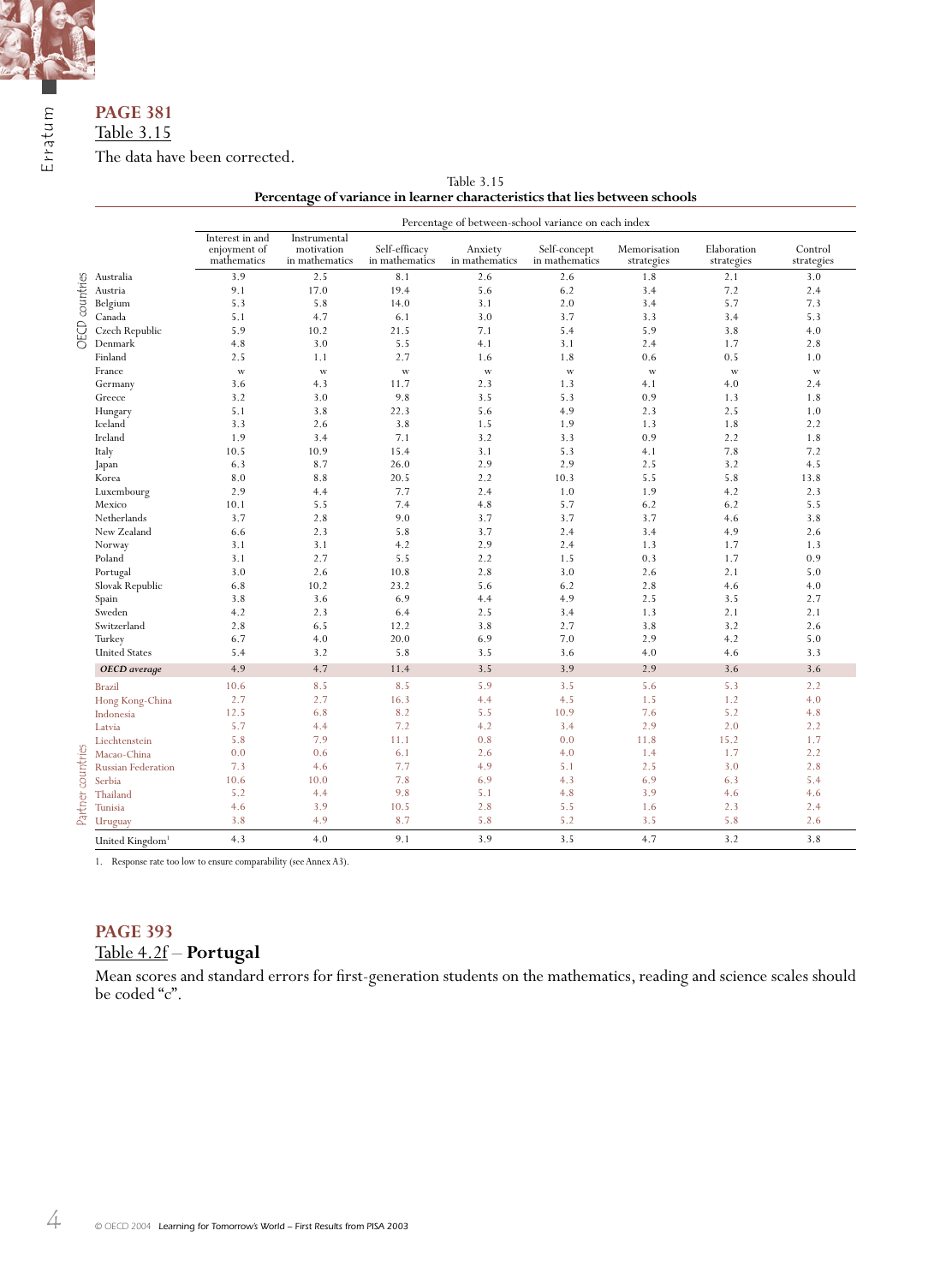## PAGE 381

Table 3.15

The data have been corrected.

Table 3.15
**Percentage of variance in learner characteristics that lies between schools**

| | | Percentage of between-school variance on each index | | | | | | | |
|---|---|---|---|---|---|---|---|---|---|
| | | Interest in and enjoyment of mathematics | Instrumental motivation in mathematics | Self-efficacy in mathematics | Anxiety in mathematics | Self-concept in mathematics | Memorisation strategies | Elaboration strategies | Control strategies |
| OECD countries | Australia | 3.9 | 2.5 | 8.1 | 2.6 | 2.6 | 1.8 | 2.1 | 3.0 |
| | Austria | 9.1 | 17.0 | 19.4 | 5.6 | 6.2 | 3.4 | 7.2 | 2.4 |
| | Belgium | 5.3 | 5.8 | 14.0 | 3.1 | 2.0 | 3.4 | 5.7 | 7.3 |
| | Canada | 5.1 | 4.7 | 6.1 | 3.0 | 3.7 | 3.3 | 3.4 | 5.3 |
| | Czech Republic | 5.9 | 10.2 | 21.5 | 7.1 | 5.4 | 5.9 | 3.8 | 4.0 |
| | Denmark | 4.8 | 3.0 | 5.5 | 4.1 | 3.1 | 2.4 | 1.7 | 2.8 |
| | Finland | 2.5 | 1.1 | 2.7 | 1.6 | 1.8 | 0.6 | 0.5 | 1.0 |
| | France | w | w | w | w | w | w | w | w |
| | Germany | 3.6 | 4.3 | 11.7 | 2.3 | 1.3 | 4.1 | 4.0 | 2.4 |
| | Greece | 3.2 | 3.0 | 9.8 | 3.5 | 5.3 | 0.9 | 1.3 | 1.8 |
| | Hungary | 5.1 | 3.8 | 22.3 | 5.6 | 4.9 | 2.3 | 2.5 | 1.0 |
| | Iceland | 3.3 | 2.6 | 3.8 | 1.5 | 1.9 | 1.3 | 1.8 | 2.2 |
| | Ireland | 1.9 | 3.4 | 7.1 | 3.2 | 3.3 | 0.9 | 2.2 | 1.8 |
| | Italy | 10.5 | 10.9 | 15.4 | 3.1 | 5.3 | 4.1 | 7.8 | 7.2 |
| | Japan | 6.3 | 8.7 | 26.0 | 2.9 | 2.9 | 2.5 | 3.2 | 4.5 |
| | Korea | 8.0 | 8.8 | 20.5 | 2.2 | 10.3 | 5.5 | 5.8 | 13.8 |
| | Luxembourg | 2.9 | 4.4 | 7.7 | 2.4 | 1.0 | 1.9 | 4.2 | 2.3 |
| | Mexico | 10.1 | 5.5 | 7.4 | 4.8 | 5.7 | 6.2 | 6.2 | 5.5 |
| | Netherlands | 3.7 | 2.8 | 9.0 | 3.7 | 3.7 | 3.7 | 4.6 | 3.8 |
| | New Zealand | 6.6 | 2.3 | 5.8 | 3.7 | 2.4 | 3.4 | 4.9 | 2.6 |
| | Norway | 3.1 | 3.1 | 4.2 | 2.9 | 2.4 | 1.3 | 1.7 | 1.3 |
| | Poland | 3.1 | 2.7 | 5.5 | 2.2 | 1.5 | 0.3 | 1.7 | 0.9 |
| | Portugal | 3.0 | 2.6 | 10.8 | 2.8 | 3.0 | 2.6 | 2.1 | 5.0 |
| | Slovak Republic | 6.8 | 10.2 | 23.2 | 5.6 | 6.2 | 2.8 | 4.6 | 4.0 |
| | Spain | 3.8 | 3.6 | 6.9 | 4.4 | 4.9 | 2.5 | 3.5 | 2.7 |
| | Sweden | 4.2 | 2.3 | 6.4 | 2.5 | 3.4 | 1.3 | 2.1 | 2.1 |
| | Switzerland | 2.8 | 6.5 | 12.2 | 3.8 | 2.7 | 3.8 | 3.2 | 2.6 |
| | Turkey | 6.7 | 4.0 | 20.0 | 6.9 | 7.0 | 2.9 | 4.2 | 5.0 |
| | United States | 5.4 | 3.2 | 5.8 | 3.5 | 3.6 | 4.0 | 4.6 | 3.3 |
| | ***OECD average*** | 4.9 | 4.7 | 11.4 | 3.5 | 3.9 | 2.9 | 3.6 | 3.6 |
| Partner countries | Brazil | 10.6 | 8.5 | 8.5 | 5.9 | 3.5 | 5.6 | 5.3 | 2.2 |
| | Hong Kong-China | 2.7 | 2.7 | 16.3 | 4.4 | 4.5 | 1.5 | 1.2 | 4.0 |
| | Indonesia | 12.5 | 6.8 | 8.2 | 5.5 | 10.9 | 7.6 | 5.2 | 4.8 |
| | Latvia | 5.7 | 4.4 | 7.2 | 4.2 | 3.4 | 2.9 | 2.0 | 2.2 |
| | Liechtenstein | 5.8 | 7.9 | 11.1 | 0.8 | 0.0 | 11.8 | 15.2 | 1.7 |
| | Macao-China | 0.0 | 0.6 | 6.1 | 2.6 | 4.0 | 1.4 | 1.7 | 2.2 |
| | Russian Federation | 7.3 | 4.6 | 7.7 | 4.9 | 5.1 | 2.5 | 3.0 | 2.8 |
| | Serbia | 10.6 | 10.0 | 7.8 | 6.9 | 4.3 | 6.9 | 6.3 | 5.4 |
| | Thailand | 5.2 | 4.4 | 9.8 | 5.1 | 4.8 | 3.9 | 4.6 | 4.6 |
| | Tunisia | 4.6 | 3.9 | 10.5 | 2.8 | 5.5 | 1.6 | 2.3 | 2.4 |
| | Uruguay | 3.8 | 4.9 | 8.7 | 5.8 | 5.2 | 3.5 | 5.8 | 2.6 |
| | United Kingdom[1] | 4.3 | 4.0 | 9.1 | 3.9 | 3.5 | 4.7 | 3.2 | 3.8 |

1. Response rate too low to ensure comparability (see Annex A3).

## PAGE 393

Table 4.2f – **Portugal**

Mean scores and standard errors for first-generation students on the mathematics, reading and science scales should be coded "c".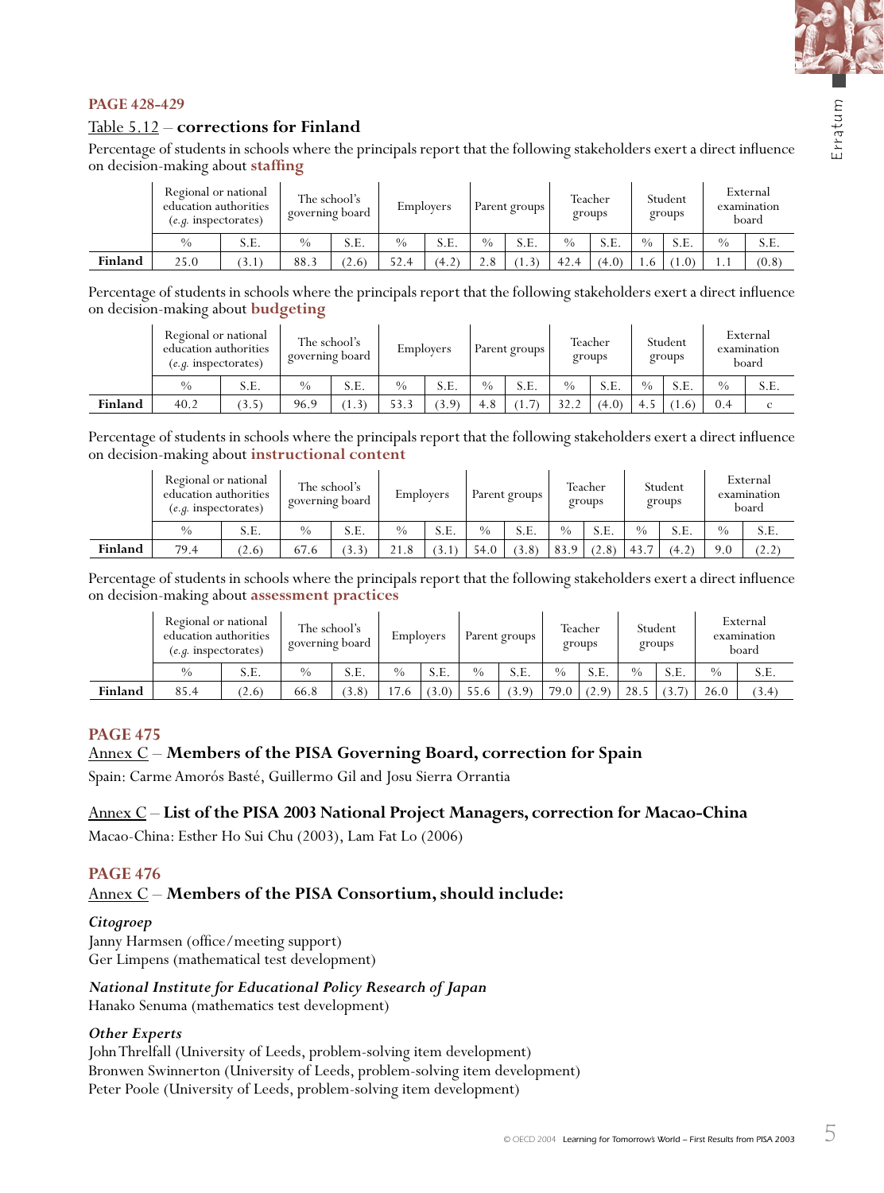### PAGE 428-429

Table 5.12 – **corrections for Finland**

Percentage of students in schools where the principals report that the following stakeholders exert a direct influence on decision-making about **staffing**

| | Regional or national education authorities (*e.g.* inspectorates) | | The school's governing board | | Employers | | Parent groups | | Teacher groups | | Student groups | | External examination board | |
|---|---|---|---|---|---|---|---|---|---|---|---|---|---|---|
| | % | S.E. | % | S.E. | % | S.E. | % | S.E. | % | S.E. | % | S.E. | % | S.E. |
| **Finland** | 25.0 | (3.1) | 88.3 | (2.6) | 52.4 | (4.2) | 2.8 | (1.3) | 42.4 | (4.0) | 1.6 | (1.0) | 1.1 | (0.8) |

Percentage of students in schools where the principals report that the following stakeholders exert a direct influence on decision-making about **budgeting**

| | Regional or national education authorities (*e.g.* inspectorates) | | The school's governing board | | Employers | | Parent groups | | Teacher groups | | Student groups | | External examination board | |
|---|---|---|---|---|---|---|---|---|---|---|---|---|---|---|
| | % | S.E. | % | S.E. | % | S.E. | % | S.E. | % | S.E. | % | S.E. | % | S.E. |
| **Finland** | 40.2 | (3.5) | 96.9 | (1.3) | 53.3 | (3.9) | 4.8 | (1.7) | 32.2 | (4.0) | 4.5 | (1.6) | 0.4 | c |

Percentage of students in schools where the principals report that the following stakeholders exert a direct influence on decision-making about **instructional content**

| | Regional or national education authorities (*e.g.* inspectorates) | | The school's governing board | | Employers | | Parent groups | | Teacher groups | | Student groups | | External examination board | |
|---|---|---|---|---|---|---|---|---|---|---|---|---|---|---|
| | % | S.E. | % | S.E. | % | S.E. | % | S.E. | % | S.E. | % | S.E. | % | S.E. |
| **Finland** | 79.4 | (2.6) | 67.6 | (3.3) | 21.8 | (3.1) | 54.0 | (3.8) | 83.9 | (2.8) | 43.7 | (4.2) | 9.0 | (2.2) |

Percentage of students in schools where the principals report that the following stakeholders exert a direct influence on decision-making about **assessment practices**

| | Regional or national education authorities (*e.g.* inspectorates) | | The school's governing board | | Employers | | Parent groups | | Teacher groups | | Student groups | | External examination board | |
|---|---|---|---|---|---|---|---|---|---|---|---|---|---|---|
| | % | S.E. | % | S.E. | % | S.E. | % | S.E. | % | S.E. | % | S.E. | % | S.E. |
| **Finland** | 85.4 | (2.6) | 66.8 | (3.8) | 17.6 | (3.0) | 55.6 | (3.9) | 79.0 | (2.9) | 28.5 | (3.7) | 26.0 | (3.4) |

### PAGE 475

Annex C – **Members of the PISA Governing Board, correction for Spain**

Spain: Carme Amorós Basté, Guillermo Gil and Josu Sierra Orrantia

Annex C – **List of the PISA 2003 National Project Managers, correction for Macao-China**

Macao-China: Esther Ho Sui Chu (2003), Lam Fat Lo (2006)

### PAGE 476

Annex C – **Members of the PISA Consortium, should include:**

***Citogroep***

Janny Harmsen (office/meeting support)
Ger Limpens (mathematical test development)

***National Institute for Educational Policy Research of Japan***

Hanako Senuma (mathematics test development)

***Other Experts***

John Threlfall (University of Leeds, problem-solving item development)
Bronwen Swinnerton (University of Leeds, problem-solving item development)
Peter Poole (University of Leeds, problem-solving item development)